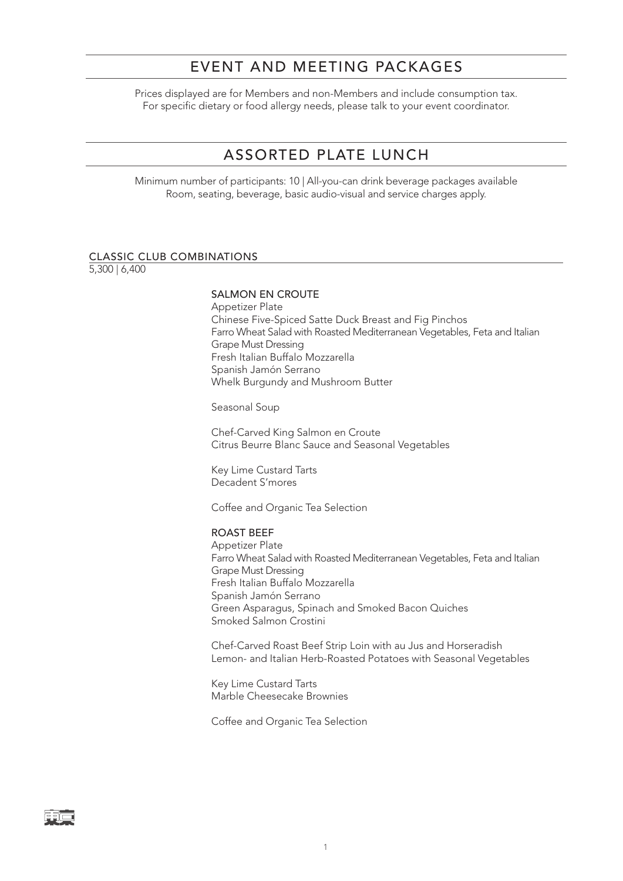# EVENT AND MEETING PACKAGES

Prices displayed are for Members and non-Members and include consumption tax.
For specific dietary or food allergy needs, please talk to your event coordinator.

# ASSORTED PLATE LUNCH

Minimum number of participants: 10 | All-you-can drink beverage packages available
Room, seating, beverage, basic audio-visual and service charges apply.

## CLASSIC CLUB COMBINATIONS

5,300 | 6,400

### SALMON EN CROUTE

Appetizer Plate
Chinese Five-Spiced Satte Duck Breast and Fig Pinchos
Farro Wheat Salad with Roasted Mediterranean Vegetables, Feta and Italian Grape Must Dressing
Fresh Italian Buffalo Mozzarella
Spanish Jamón Serrano
Whelk Burgundy and Mushroom Butter

Seasonal Soup

Chef-Carved King Salmon en Croute
Citrus Beurre Blanc Sauce and Seasonal Vegetables

Key Lime Custard Tarts
Decadent S'mores

Coffee and Organic Tea Selection

### ROAST BEEF

Appetizer Plate
Farro Wheat Salad with Roasted Mediterranean Vegetables, Feta and Italian Grape Must Dressing
Fresh Italian Buffalo Mozzarella
Spanish Jamón Serrano
Green Asparagus, Spinach and Smoked Bacon Quiches
Smoked Salmon Crostini

Chef-Carved Roast Beef Strip Loin with au Jus and Horseradish
Lemon- and Italian Herb-Roasted Potatoes with Seasonal Vegetables

Key Lime Custard Tarts
Marble Cheesecake Brownies

Coffee and Organic Tea Selection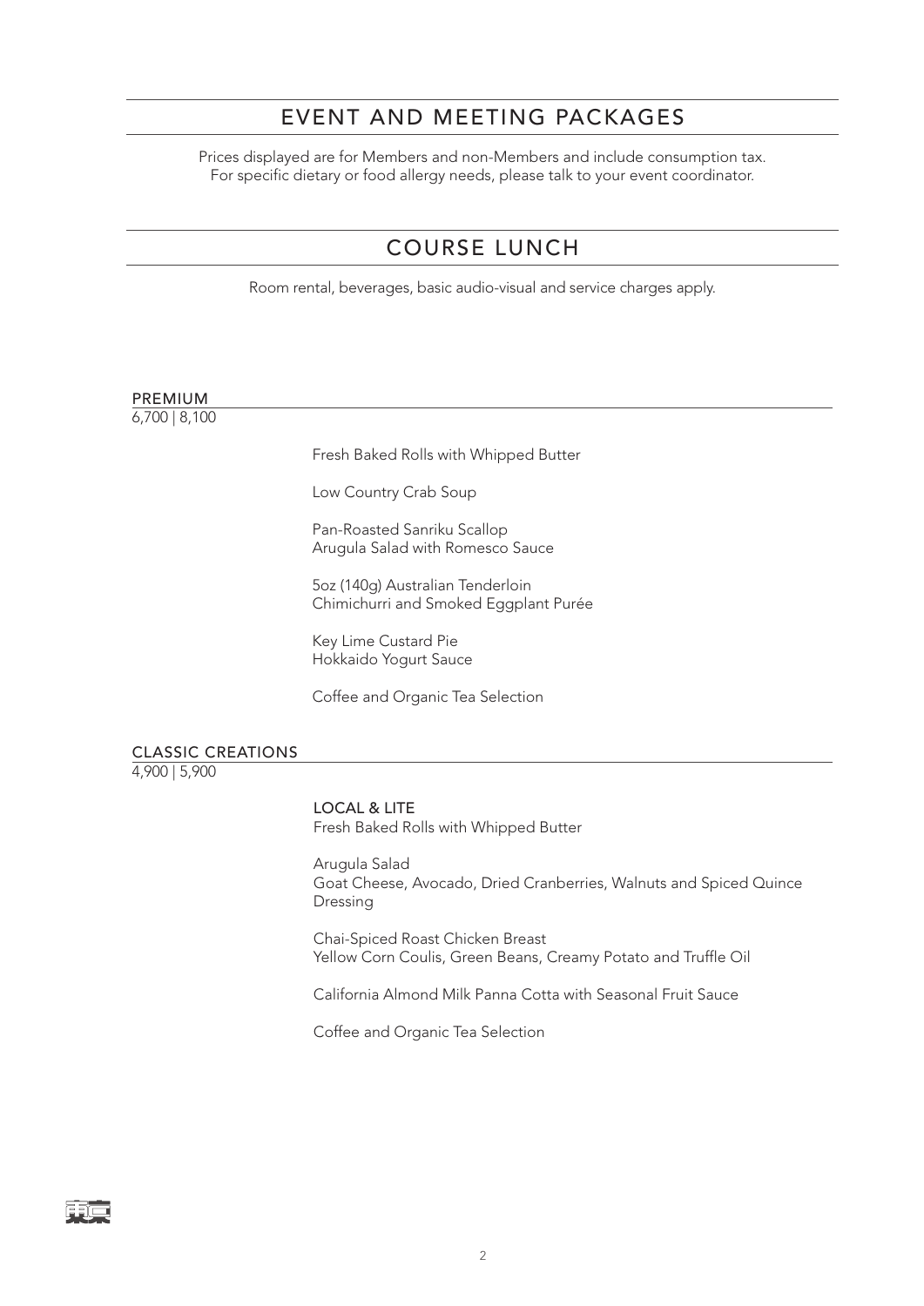# EVENT AND MEETING PACKAGES

Prices displayed are for Members and non-Members and include consumption tax.
For specific dietary or food allergy needs, please talk to your event coordinator.

## COURSE LUNCH

Room rental, beverages, basic audio-visual and service charges apply.

### PREMIUM

6,700 | 8,100

Fresh Baked Rolls with Whipped Butter

Low Country Crab Soup

Pan-Roasted Sanriku Scallop
Arugula Salad with Romesco Sauce

5oz (140g) Australian Tenderloin
Chimichurri and Smoked Eggplant Purée

Key Lime Custard Pie
Hokkaido Yogurt Sauce

Coffee and Organic Tea Selection

### CLASSIC CREATIONS

4,900 | 5,900

**LOCAL & LITE**
Fresh Baked Rolls with Whipped Butter

Arugula Salad
Goat Cheese, Avocado, Dried Cranberries, Walnuts and Spiced Quince Dressing

Chai-Spiced Roast Chicken Breast
Yellow Corn Coulis, Green Beans, Creamy Potato and Truffle Oil

California Almond Milk Panna Cotta with Seasonal Fruit Sauce

Coffee and Organic Tea Selection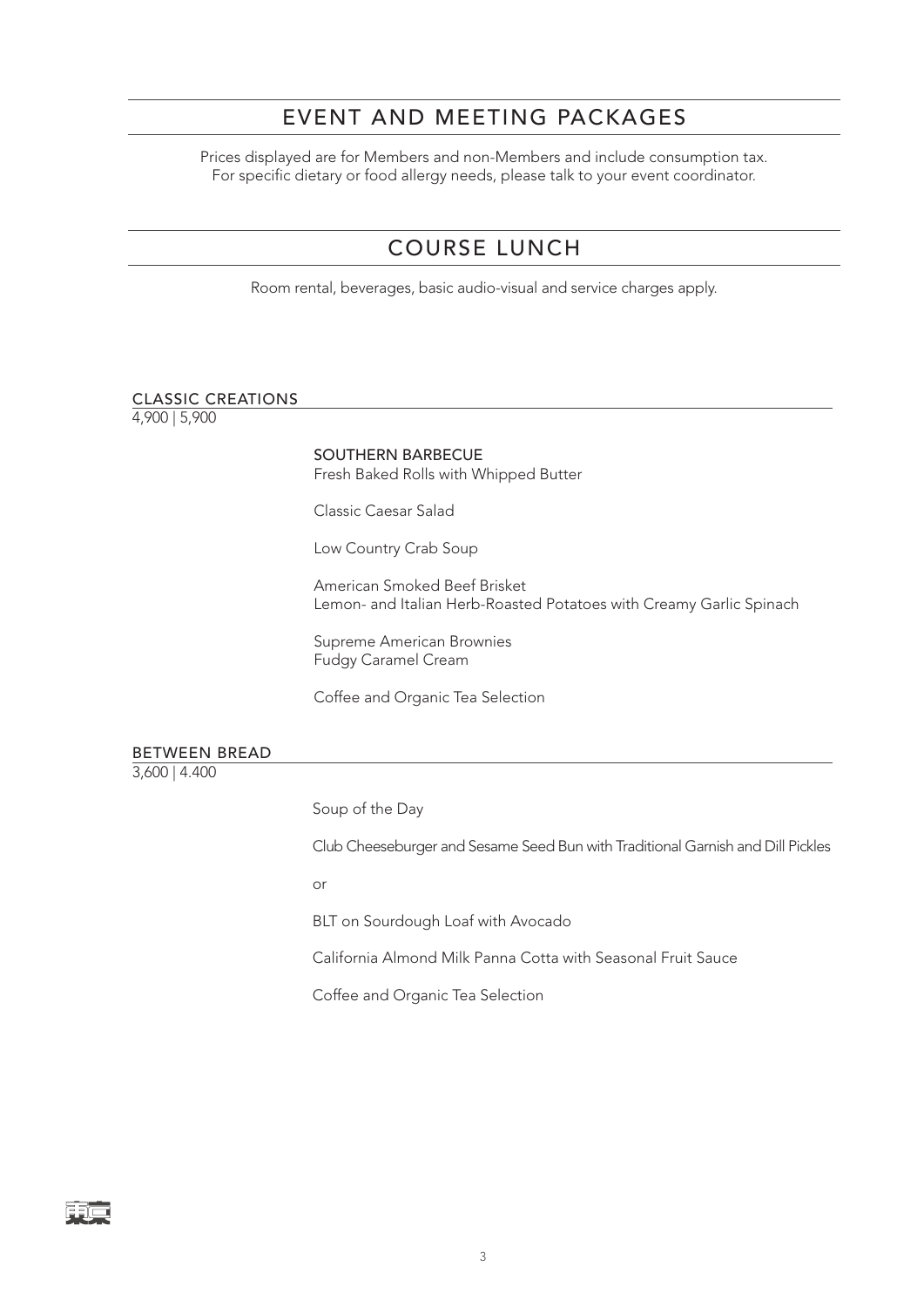# EVENT AND MEETING PACKAGES

Prices displayed are for Members and non-Members and include consumption tax.
For specific dietary or food allergy needs, please talk to your event coordinator.

# COURSE LUNCH

Room rental, beverages, basic audio-visual and service charges apply.

## CLASSIC CREATIONS

4,900 | 5,900

SOUTHERN BARBECUE
Fresh Baked Rolls with Whipped Butter

Classic Caesar Salad

Low Country Crab Soup

American Smoked Beef Brisket
Lemon- and Italian Herb-Roasted Potatoes with Creamy Garlic Spinach

Supreme American Brownies
Fudgy Caramel Cream

Coffee and Organic Tea Selection

## BETWEEN BREAD

3,600 | 4.400

Soup of the Day

Club Cheeseburger and Sesame Seed Bun with Traditional Garnish and Dill Pickles

or

BLT on Sourdough Loaf with Avocado

California Almond Milk Panna Cotta with Seasonal Fruit Sauce

Coffee and Organic Tea Selection